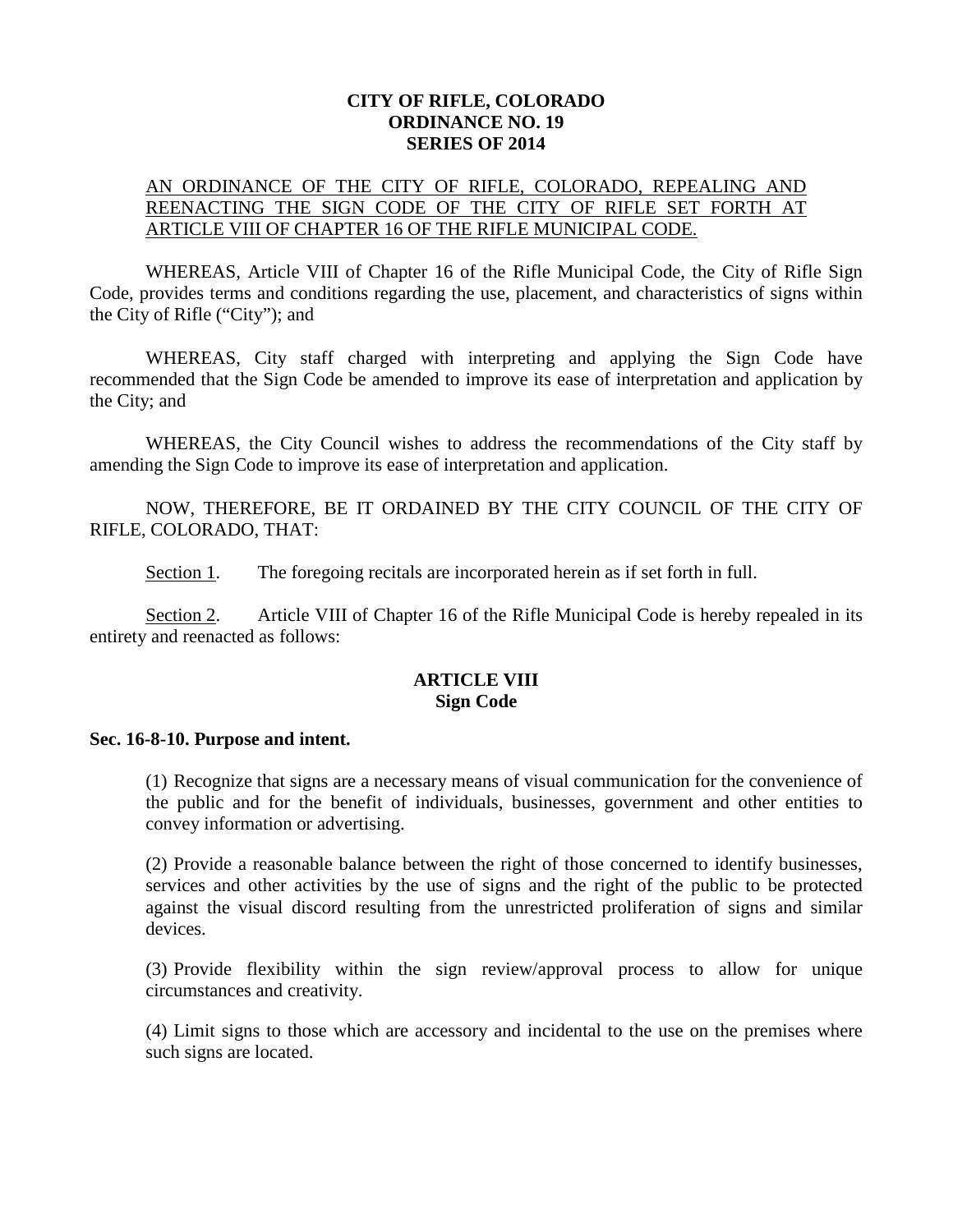**CITY OF RIFLE, COLORADO**
**ORDINANCE NO. 19**
**SERIES OF 2014**

AN ORDINANCE OF THE CITY OF RIFLE, COLORADO, REPEALING AND REENACTING THE SIGN CODE OF THE CITY OF RIFLE SET FORTH AT ARTICLE VIII OF CHAPTER 16 OF THE RIFLE MUNICIPAL CODE.

WHEREAS, Article VIII of Chapter 16 of the Rifle Municipal Code, the City of Rifle Sign Code, provides terms and conditions regarding the use, placement, and characteristics of signs within the City of Rifle ("City"); and

WHEREAS, City staff charged with interpreting and applying the Sign Code have recommended that the Sign Code be amended to improve its ease of interpretation and application by the City; and

WHEREAS, the City Council wishes to address the recommendations of the City staff by amending the Sign Code to improve its ease of interpretation and application.

NOW, THEREFORE, BE IT ORDAINED BY THE CITY COUNCIL OF THE CITY OF RIFLE, COLORADO, THAT:

Section 1. The foregoing recitals are incorporated herein as if set forth in full.

Section 2. Article VIII of Chapter 16 of the Rifle Municipal Code is hereby repealed in its entirety and reenacted as follows:

## ARTICLE VIII
## Sign Code

### Sec. 16-8-10. Purpose and intent.

(1) Recognize that signs are a necessary means of visual communication for the convenience of the public and for the benefit of individuals, businesses, government and other entities to convey information or advertising.

(2) Provide a reasonable balance between the right of those concerned to identify businesses, services and other activities by the use of signs and the right of the public to be protected against the visual discord resulting from the unrestricted proliferation of signs and similar devices.

(3) Provide flexibility within the sign review/approval process to allow for unique circumstances and creativity.

(4) Limit signs to those which are accessory and incidental to the use on the premises where such signs are located.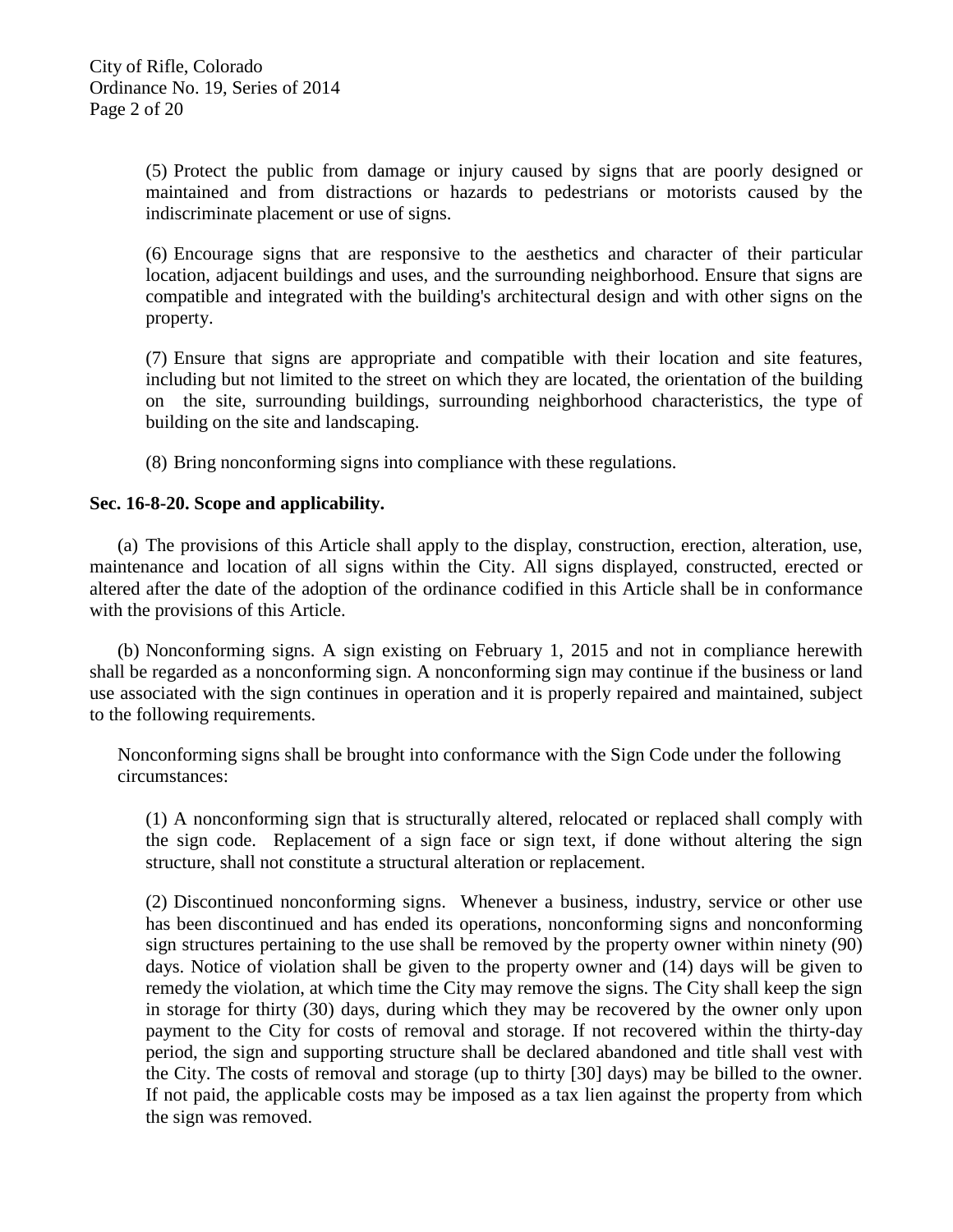(5) Protect the public from damage or injury caused by signs that are poorly designed or maintained and from distractions or hazards to pedestrians or motorists caused by the indiscriminate placement or use of signs.

(6) Encourage signs that are responsive to the aesthetics and character of their particular location, adjacent buildings and uses, and the surrounding neighborhood. Ensure that signs are compatible and integrated with the building's architectural design and with other signs on the property.

(7) Ensure that signs are appropriate and compatible with their location and site features, including but not limited to the street on which they are located, the orientation of the building on the site, surrounding buildings, surrounding neighborhood characteristics, the type of building on the site and landscaping.

(8) Bring nonconforming signs into compliance with these regulations.

**Sec. 16-8-20. Scope and applicability.**

(a) The provisions of this Article shall apply to the display, construction, erection, alteration, use, maintenance and location of all signs within the City. All signs displayed, constructed, erected or altered after the date of the adoption of the ordinance codified in this Article shall be in conformance with the provisions of this Article.

(b) Nonconforming signs. A sign existing on February 1, 2015 and not in compliance herewith shall be regarded as a nonconforming sign. A nonconforming sign may continue if the business or land use associated with the sign continues in operation and it is properly repaired and maintained, subject to the following requirements.

Nonconforming signs shall be brought into conformance with the Sign Code under the following circumstances:

(1) A nonconforming sign that is structurally altered, relocated or replaced shall comply with the sign code. Replacement of a sign face or sign text, if done without altering the sign structure, shall not constitute a structural alteration or replacement.

(2) Discontinued nonconforming signs. Whenever a business, industry, service or other use has been discontinued and has ended its operations, nonconforming signs and nonconforming sign structures pertaining to the use shall be removed by the property owner within ninety (90) days. Notice of violation shall be given to the property owner and (14) days will be given to remedy the violation, at which time the City may remove the signs. The City shall keep the sign in storage for thirty (30) days, during which they may be recovered by the owner only upon payment to the City for costs of removal and storage. If not recovered within the thirty-day period, the sign and supporting structure shall be declared abandoned and title shall vest with the City. The costs of removal and storage (up to thirty [30] days) may be billed to the owner. If not paid, the applicable costs may be imposed as a tax lien against the property from which the sign was removed.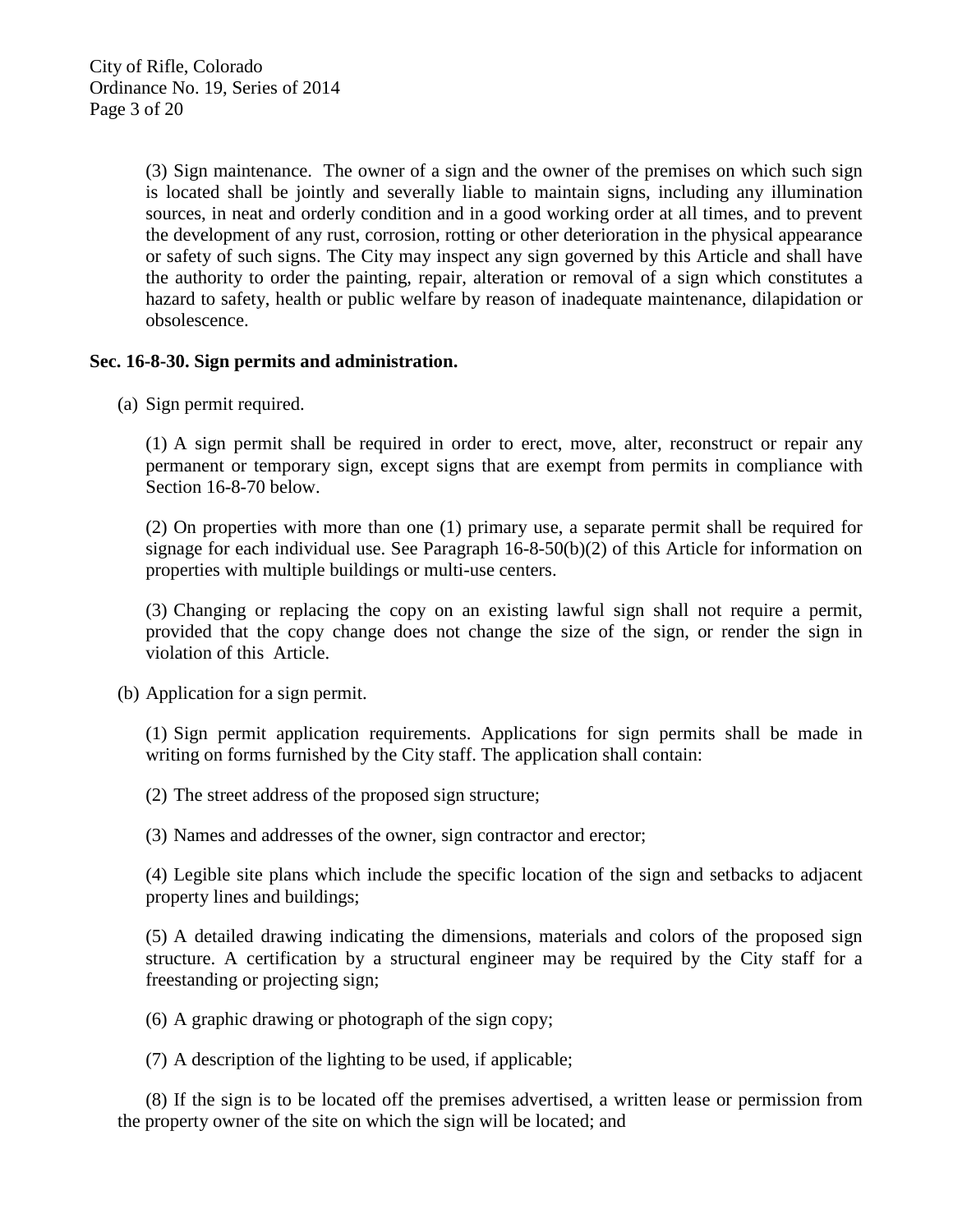(3) Sign maintenance. The owner of a sign and the owner of the premises on which such sign is located shall be jointly and severally liable to maintain signs, including any illumination sources, in neat and orderly condition and in a good working order at all times, and to prevent the development of any rust, corrosion, rotting or other deterioration in the physical appearance or safety of such signs. The City may inspect any sign governed by this Article and shall have the authority to order the painting, repair, alteration or removal of a sign which constitutes a hazard to safety, health or public welfare by reason of inadequate maintenance, dilapidation or obsolescence.

**Sec. 16-8-30. Sign permits and administration.**

(a) Sign permit required.

(1) A sign permit shall be required in order to erect, move, alter, reconstruct or repair any permanent or temporary sign, except signs that are exempt from permits in compliance with Section 16-8-70 below.

(2) On properties with more than one (1) primary use, a separate permit shall be required for signage for each individual use. See Paragraph 16-8-50(b)(2) of this Article for information on properties with multiple buildings or multi-use centers.

(3) Changing or replacing the copy on an existing lawful sign shall not require a permit, provided that the copy change does not change the size of the sign, or render the sign in violation of this Article.

(b) Application for a sign permit.

(1) Sign permit application requirements. Applications for sign permits shall be made in writing on forms furnished by the City staff. The application shall contain:

(2) The street address of the proposed sign structure;

(3) Names and addresses of the owner, sign contractor and erector;

(4) Legible site plans which include the specific location of the sign and setbacks to adjacent property lines and buildings;

(5) A detailed drawing indicating the dimensions, materials and colors of the proposed sign structure. A certification by a structural engineer may be required by the City staff for a freestanding or projecting sign;

(6) A graphic drawing or photograph of the sign copy;

(7) A description of the lighting to be used, if applicable;

(8) If the sign is to be located off the premises advertised, a written lease or permission from the property owner of the site on which the sign will be located; and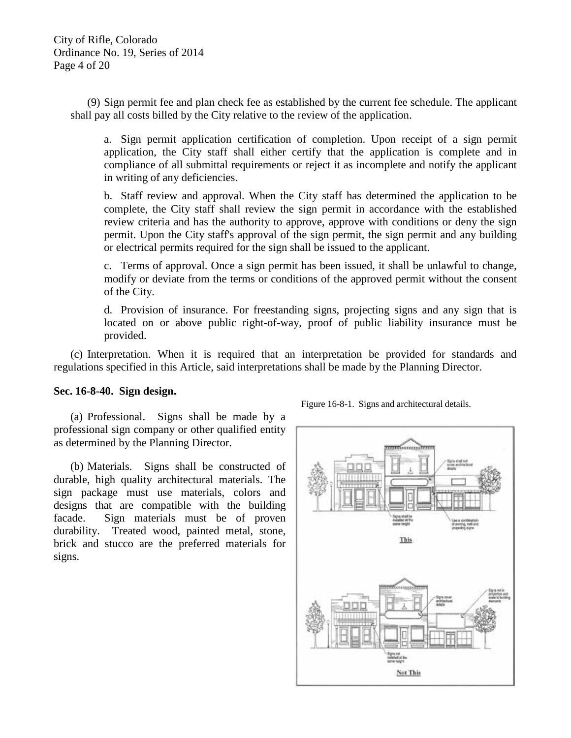(9) Sign permit fee and plan check fee as established by the current fee schedule. The applicant shall pay all costs billed by the City relative to the review of the application.

a. Sign permit application certification of completion. Upon receipt of a sign permit application, the City staff shall either certify that the application is complete and in compliance of all submittal requirements or reject it as incomplete and notify the applicant in writing of any deficiencies.

b. Staff review and approval. When the City staff has determined the application to be complete, the City staff shall review the sign permit in accordance with the established review criteria and has the authority to approve, approve with conditions or deny the sign permit. Upon the City staff's approval of the sign permit, the sign permit and any building or electrical permits required for the sign shall be issued to the applicant.

c. Terms of approval. Once a sign permit has been issued, it shall be unlawful to change, modify or deviate from the terms or conditions of the approved permit without the consent of the City.

d. Provision of insurance. For freestanding signs, projecting signs and any sign that is located on or above public right-of-way, proof of public liability insurance must be provided.

(c) Interpretation. When it is required that an interpretation be provided for standards and regulations specified in this Article, said interpretations shall be made by the Planning Director.

**Sec. 16-8-40. Sign design.**

(a) Professional. Signs shall be made by a professional sign company or other qualified entity as determined by the Planning Director.

(b) Materials. Signs shall be constructed of durable, high quality architectural materials. The sign package must use materials, colors and designs that are compatible with the building facade. Sign materials must be of proven durability. Treated wood, painted metal, stone, brick and stucco are the preferred materials for signs.

Figure 16-8-1. Signs and architectural details.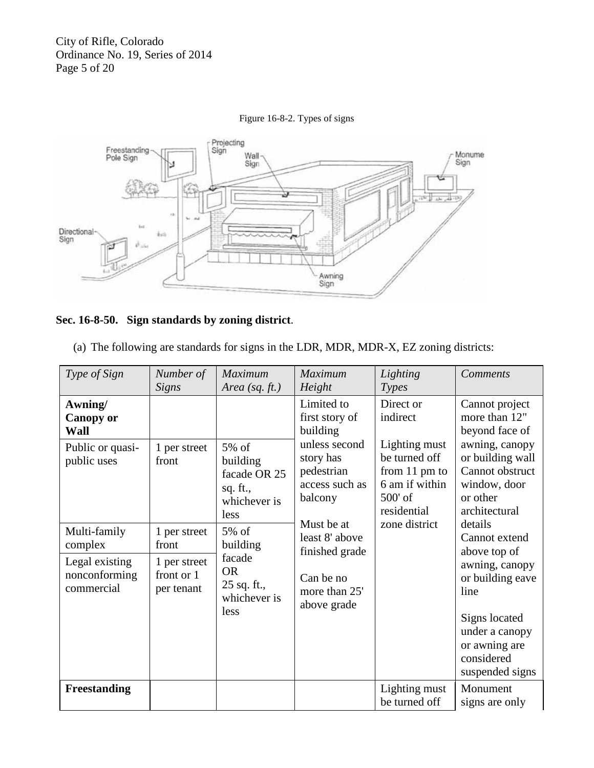Figure 16-8-2. Types of signs

**Sec. 16-8-50. Sign standards by zoning district**.

(a) The following are standards for signs in the LDR, MDR, MDR-X, EZ zoning districts:

| *Type of Sign* | *Number of Signs* | *Maximum Area (sq. ft.)* | *Maximum Height* | *Lighting Types* | *Comments* |
|---|---|---|---|---|---|
| **Awning/ Canopy or Wall** | | | Limited to first story of building unless second story has pedestrian access such as balcony<br><br>Must be at least 8' above finished grade<br><br>Can be no more than 25' above grade | Direct or indirect<br><br>Lighting must be turned off from 11 pm to 6 am if within 500' of residential zone district | Cannot project more than 12" beyond face of awning, canopy or building wall<br>Cannot obstruct window, door or other architectural details<br>Cannot extend above top of awning, canopy or building eave line<br><br>Signs located under a canopy or awning are considered suspended signs |
| Public or quasi-public uses | 1 per street front | 5% of building facade OR 25 sq. ft., whichever is less | | | |
| Multi-family complex | 1 per street front | 5% of building facade OR 25 sq. ft., whichever is less | | | |
| Legal existing nonconforming commercial | 1 per street front or 1 per tenant | | | | |
| **Freestanding** | | | | Lighting must be turned off | Monument signs are only |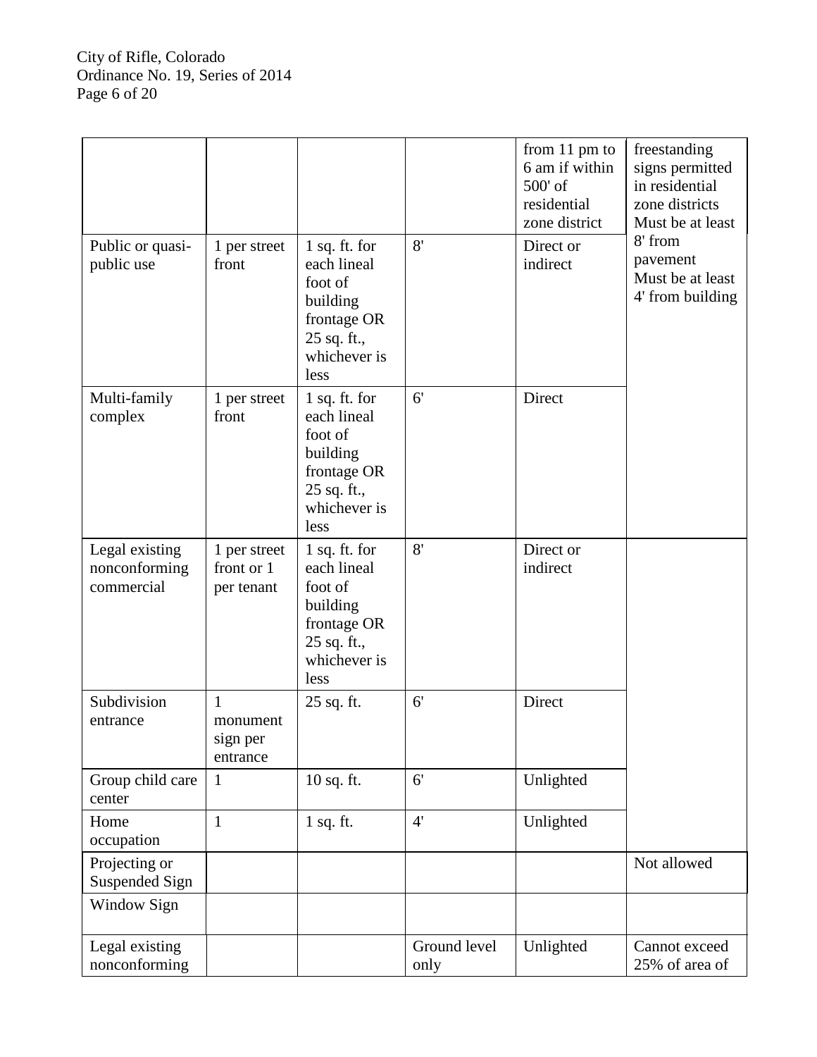| | | | | from 11 pm to 6 am if within 500' of residential zone district | freestanding signs permitted in residential zone districts Must be at least 8' from pavement Must be at least 4' from building |
|---|---|---|---|---|---|
| Public or quasi-public use | 1 per street front | 1 sq. ft. for each lineal foot of building frontage OR 25 sq. ft., whichever is less | 8' | Direct or indirect | |
| Multi-family complex | 1 per street front | 1 sq. ft. for each lineal foot of building frontage OR 25 sq. ft., whichever is less | 6' | Direct | |
| Legal existing nonconforming commercial | 1 per street front or 1 per tenant | 1 sq. ft. for each lineal foot of building frontage OR 25 sq. ft., whichever is less | 8' | Direct or indirect | |
| Subdivision entrance | 1 monument sign per entrance | 25 sq. ft. | 6' | Direct | |
| Group child care center | 1 | 10 sq. ft. | 6' | Unlighted | |
| Home occupation | 1 | 1 sq. ft. | 4' | Unlighted | |
| Projecting or Suspended Sign | | | | | Not allowed |
| Window Sign | | | | | |
| Legal existing nonconforming | | | Ground level only | Unlighted | Cannot exceed 25% of area of |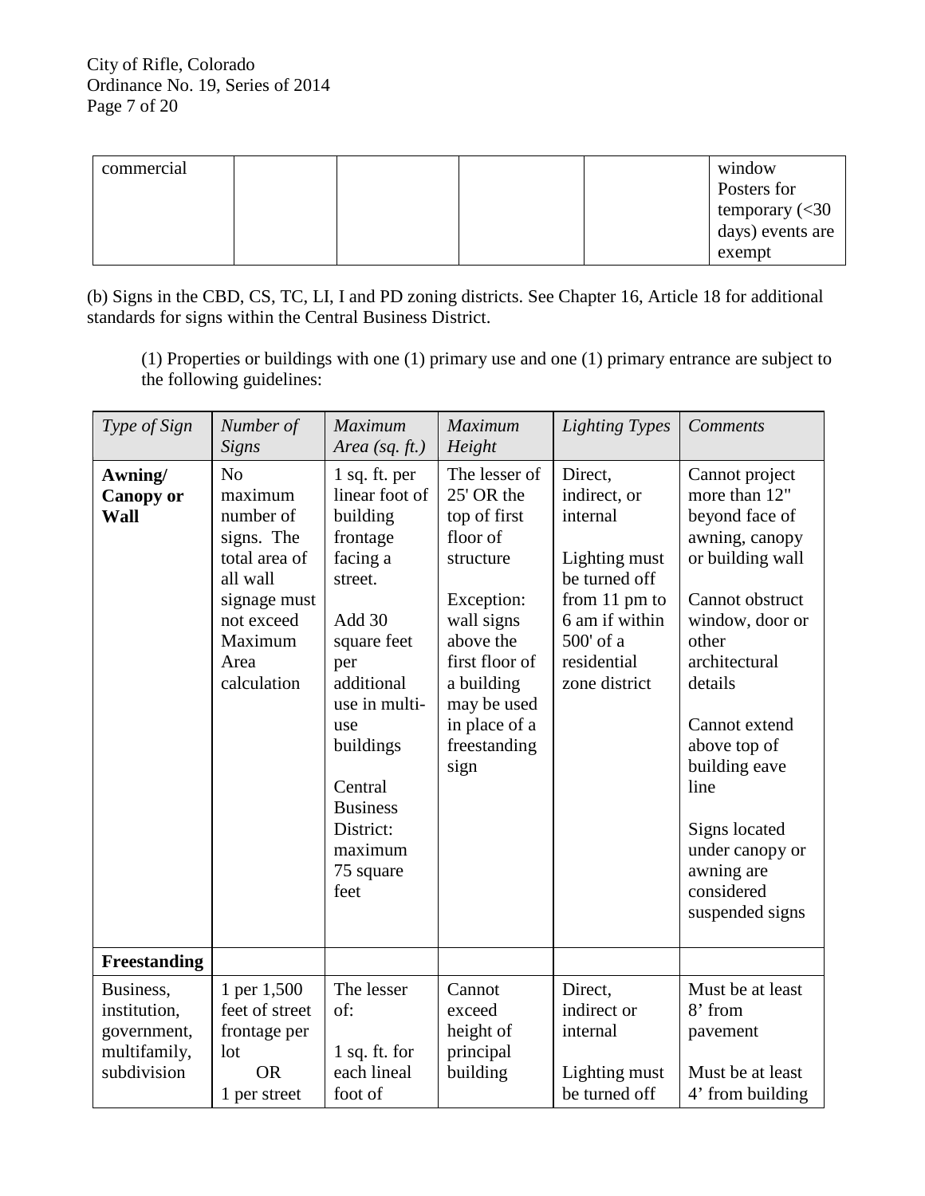| commercial | | | | | window Posters for temporary (<30 days) events are exempt |
|---|---|---|---|---|---|

(b) Signs in the CBD, CS, TC, LI, I and PD zoning districts. See Chapter 16, Article 18 for additional standards for signs within the Central Business District.

(1) Properties or buildings with one (1) primary use and one (1) primary entrance are subject to the following guidelines:

| *Type of Sign* | *Number of Signs* | *Maximum Area (sq. ft.)* | *Maximum Height* | *Lighting Types* | *Comments* |
|---|---|---|---|---|---|
| **Awning/ Canopy or Wall** | No maximum number of signs. The total area of all wall signage must not exceed Maximum Area calculation | 1 sq. ft. per linear foot of building frontage facing a street.<br><br>Add 30 square feet per additional use in multi-use buildings<br><br>Central Business District: maximum 75 square feet | The lesser of 25' OR the top of first floor of structure<br><br>Exception: wall signs above the first floor of a building may be used in place of a freestanding sign | Direct, indirect, or internal<br><br>Lighting must be turned off from 11 pm to 6 am if within 500' of a residential zone district | Cannot project more than 12" beyond face of awning, canopy or building wall<br><br>Cannot obstruct window, door or other architectural details<br><br>Cannot extend above top of building eave line<br><br>Signs located under canopy or awning are considered suspended signs |
| **Freestanding** | | | | | |
| Business, institution, government, multifamily, subdivision | 1 per 1,500 feet of street frontage per lot<br>OR<br>1 per street | The lesser of:<br><br>1 sq. ft. for each lineal foot of | Cannot exceed height of principal building | Direct, indirect or internal<br><br>Lighting must be turned off | Must be at least 8' from pavement<br><br>Must be at least 4' from building |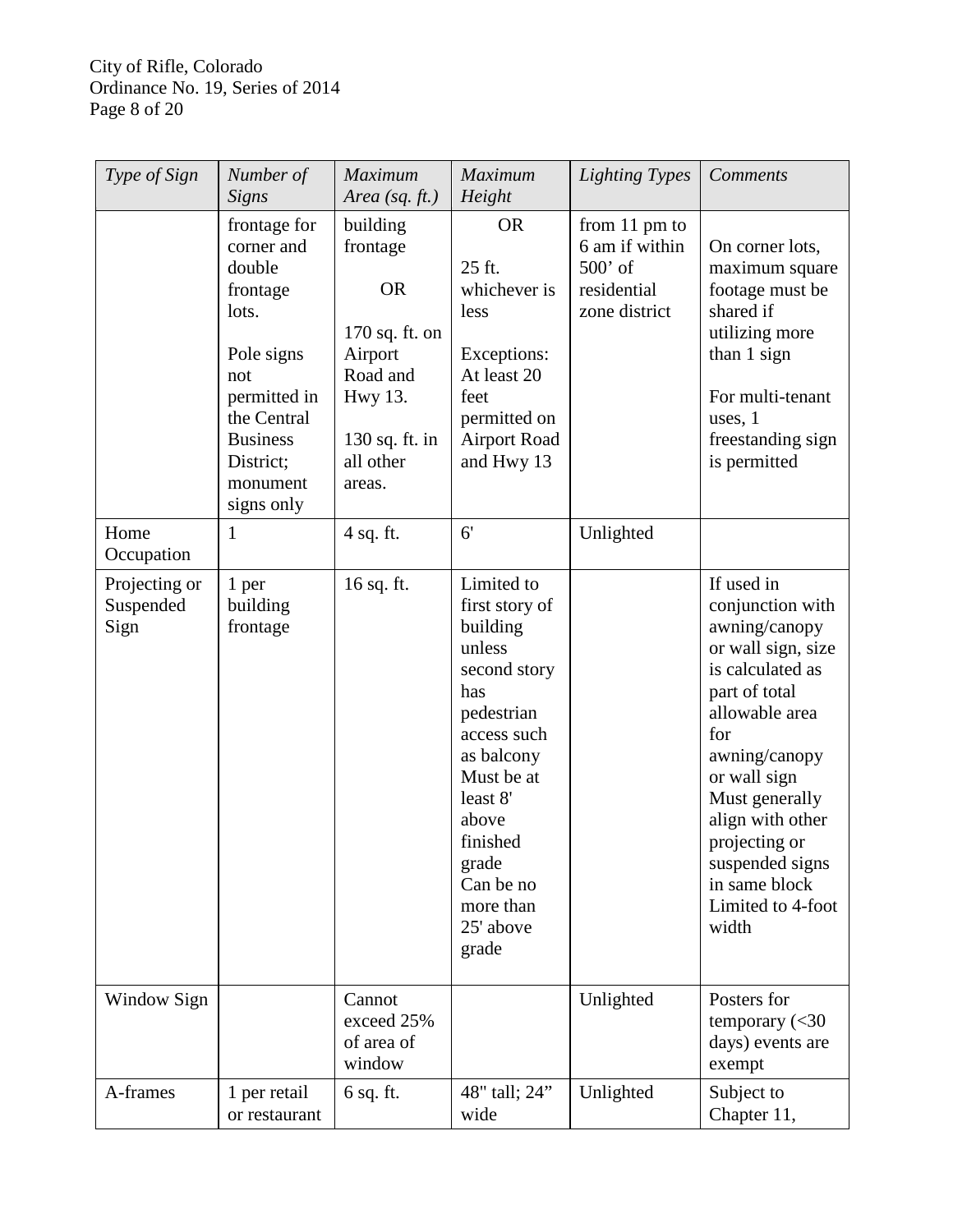| *Type of Sign* | *Number of Signs* | *Maximum Area (sq. ft.)* | *Maximum Height* | *Lighting Types* | *Comments* |
|---|---|---|---|---|---|
| | frontage for corner and double frontage lots.<br><br>Pole signs not permitted in the Central Business District; monument signs only | building frontage<br><br>OR<br><br>170 sq. ft. on Airport Road and Hwy 13.<br><br>130 sq. ft. in all other areas. | OR<br><br>25 ft. whichever is less<br><br>Exceptions: At least 20 feet permitted on Airport Road and Hwy 13 | from 11 pm to 6 am if within 500' of residential zone district | On corner lots, maximum square footage must be shared if utilizing more than 1 sign<br><br>For multi-tenant uses, 1 freestanding sign is permitted |
| Home Occupation | 1 | 4 sq. ft. | 6' | Unlighted | |
| Projecting or Suspended Sign | 1 per building frontage | 16 sq. ft. | Limited to first story of building unless second story has pedestrian access such as balcony<br>Must be at least 8' above finished grade<br>Can be no more than 25' above grade | | If used in conjunction with awning/canopy or wall sign, size is calculated as part of total allowable area for awning/canopy or wall sign<br>Must generally align with other projecting or suspended signs in same block<br>Limited to 4-foot width |
| Window Sign | | Cannot exceed 25% of area of window | | Unlighted | Posters for temporary (<30 days) events are exempt |
| A-frames | 1 per retail or restaurant | 6 sq. ft. | 48" tall; 24" wide | Unlighted | Subject to Chapter 11, |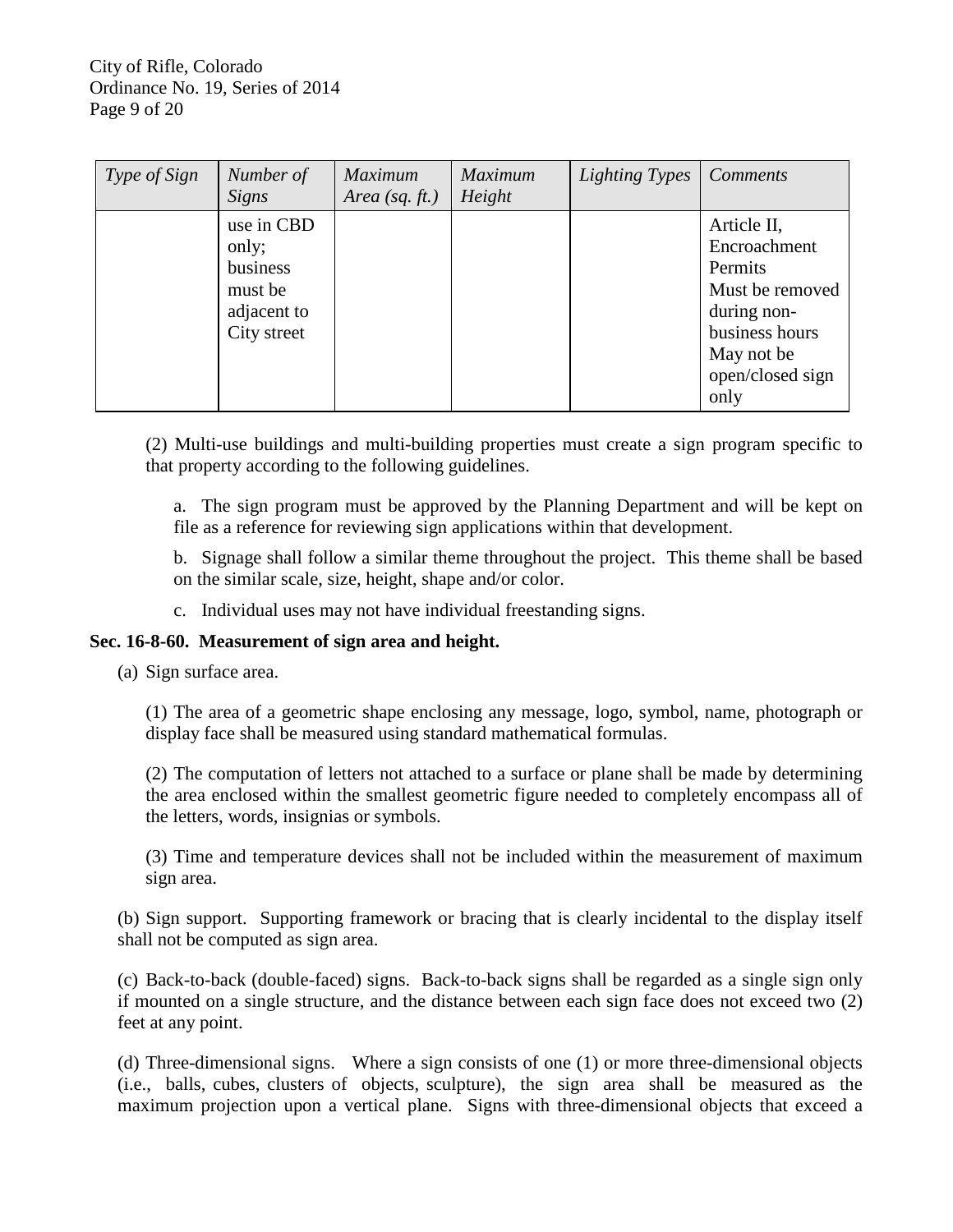| *Type of Sign* | *Number of Signs* | *Maximum Area (sq. ft.)* | *Maximum Height* | *Lighting Types* | *Comments* |
|---|---|---|---|---|---|
| | use in CBD only; business must be adjacent to City street | | | | Article II, Encroachment Permits Must be removed during non-business hours May not be open/closed sign only |

(2) Multi-use buildings and multi-building properties must create a sign program specific to that property according to the following guidelines.

a. The sign program must be approved by the Planning Department and will be kept on file as a reference for reviewing sign applications within that development.

b. Signage shall follow a similar theme throughout the project. This theme shall be based on the similar scale, size, height, shape and/or color.

c. Individual uses may not have individual freestanding signs.

**Sec. 16-8-60. Measurement of sign area and height.**

(a) Sign surface area.

(1) The area of a geometric shape enclosing any message, logo, symbol, name, photograph or display face shall be measured using standard mathematical formulas.

(2) The computation of letters not attached to a surface or plane shall be made by determining the area enclosed within the smallest geometric figure needed to completely encompass all of the letters, words, insignias or symbols.

(3) Time and temperature devices shall not be included within the measurement of maximum sign area.

(b) Sign support. Supporting framework or bracing that is clearly incidental to the display itself shall not be computed as sign area.

(c) Back-to-back (double-faced) signs. Back-to-back signs shall be regarded as a single sign only if mounted on a single structure, and the distance between each sign face does not exceed two (2) feet at any point.

(d) Three-dimensional signs. Where a sign consists of one (1) or more three-dimensional objects (i.e., balls, cubes, clusters of objects, sculpture), the sign area shall be measured as the maximum projection upon a vertical plane. Signs with three-dimensional objects that exceed a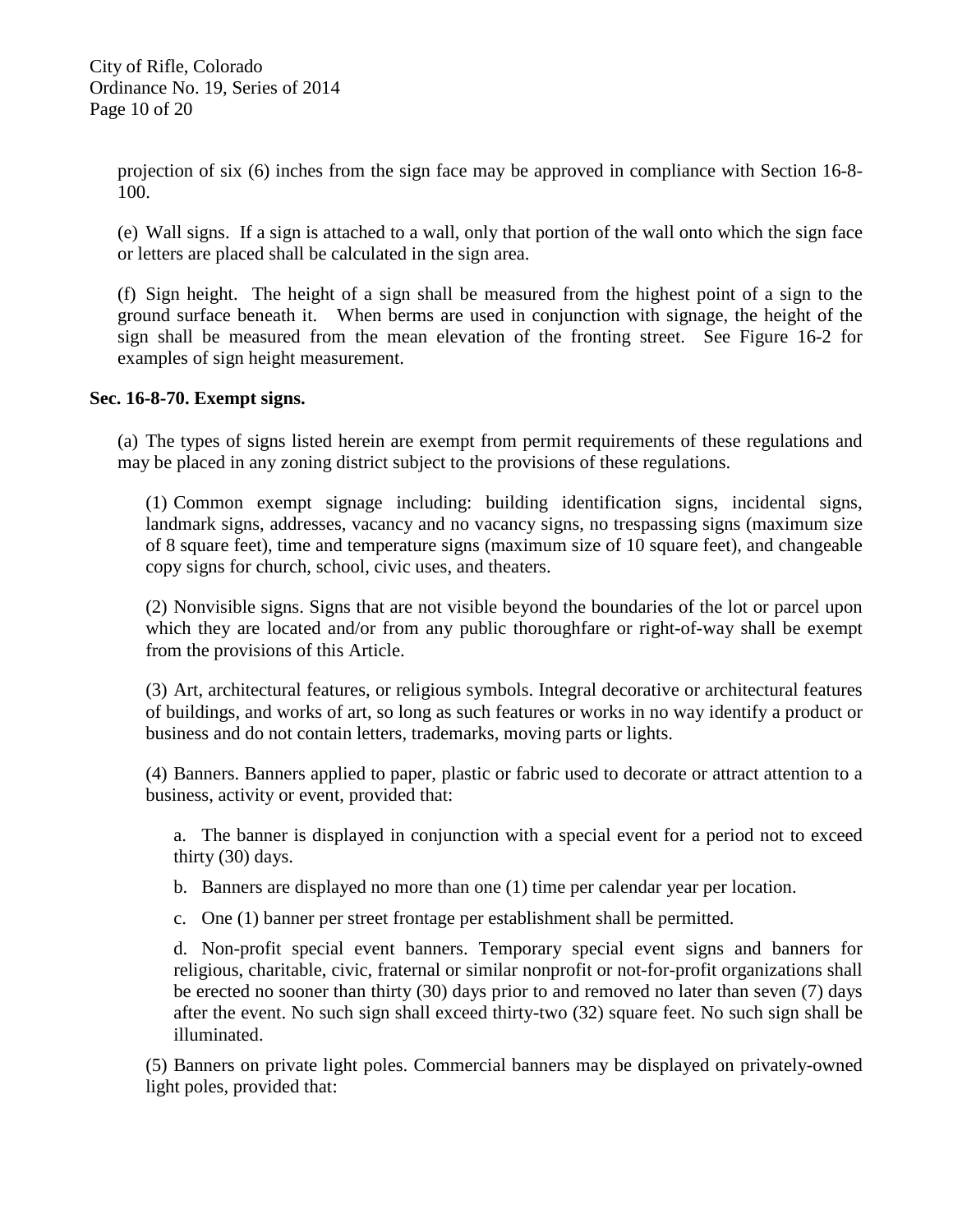projection of six (6) inches from the sign face may be approved in compliance with Section 16-8-100.

(e) Wall signs. If a sign is attached to a wall, only that portion of the wall onto which the sign face or letters are placed shall be calculated in the sign area.

(f) Sign height. The height of a sign shall be measured from the highest point of a sign to the ground surface beneath it. When berms are used in conjunction with signage, the height of the sign shall be measured from the mean elevation of the fronting street. See Figure 16-2 for examples of sign height measurement.

**Sec. 16-8-70. Exempt signs.**

(a) The types of signs listed herein are exempt from permit requirements of these regulations and may be placed in any zoning district subject to the provisions of these regulations.

(1) Common exempt signage including: building identification signs, incidental signs, landmark signs, addresses, vacancy and no vacancy signs, no trespassing signs (maximum size of 8 square feet), time and temperature signs (maximum size of 10 square feet), and changeable copy signs for church, school, civic uses, and theaters.

(2) Nonvisible signs. Signs that are not visible beyond the boundaries of the lot or parcel upon which they are located and/or from any public thoroughfare or right-of-way shall be exempt from the provisions of this Article.

(3) Art, architectural features, or religious symbols. Integral decorative or architectural features of buildings, and works of art, so long as such features or works in no way identify a product or business and do not contain letters, trademarks, moving parts or lights.

(4) Banners. Banners applied to paper, plastic or fabric used to decorate or attract attention to a business, activity or event, provided that:

a. The banner is displayed in conjunction with a special event for a period not to exceed thirty (30) days.

b. Banners are displayed no more than one (1) time per calendar year per location.

c. One (1) banner per street frontage per establishment shall be permitted.

d. Non-profit special event banners. Temporary special event signs and banners for religious, charitable, civic, fraternal or similar nonprofit or not-for-profit organizations shall be erected no sooner than thirty (30) days prior to and removed no later than seven (7) days after the event. No such sign shall exceed thirty-two (32) square feet. No such sign shall be illuminated.

(5) Banners on private light poles. Commercial banners may be displayed on privately-owned light poles, provided that: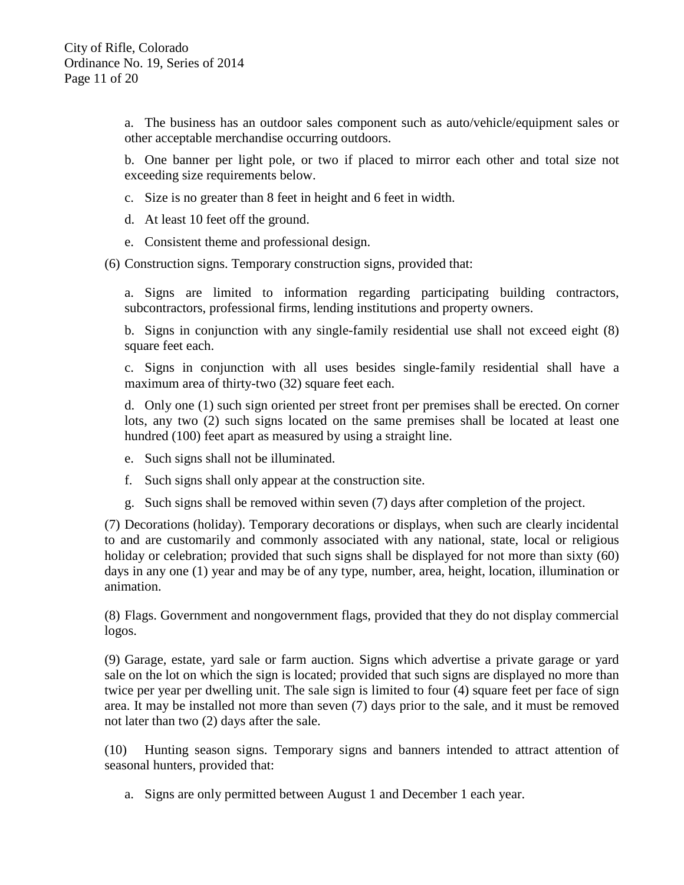a. The business has an outdoor sales component such as auto/vehicle/equipment sales or other acceptable merchandise occurring outdoors.

b. One banner per light pole, or two if placed to mirror each other and total size not exceeding size requirements below.

c. Size is no greater than 8 feet in height and 6 feet in width.

d. At least 10 feet off the ground.

e. Consistent theme and professional design.

(6) Construction signs. Temporary construction signs, provided that:

a. Signs are limited to information regarding participating building contractors, subcontractors, professional firms, lending institutions and property owners.

b. Signs in conjunction with any single-family residential use shall not exceed eight (8) square feet each.

c. Signs in conjunction with all uses besides single-family residential shall have a maximum area of thirty-two (32) square feet each.

d. Only one (1) such sign oriented per street front per premises shall be erected. On corner lots, any two (2) such signs located on the same premises shall be located at least one hundred (100) feet apart as measured by using a straight line.

e. Such signs shall not be illuminated.

f. Such signs shall only appear at the construction site.

g. Such signs shall be removed within seven (7) days after completion of the project.

(7) Decorations (holiday). Temporary decorations or displays, when such are clearly incidental to and are customarily and commonly associated with any national, state, local or religious holiday or celebration; provided that such signs shall be displayed for not more than sixty (60) days in any one (1) year and may be of any type, number, area, height, location, illumination or animation.

(8) Flags. Government and nongovernment flags, provided that they do not display commercial logos.

(9) Garage, estate, yard sale or farm auction. Signs which advertise a private garage or yard sale on the lot on which the sign is located; provided that such signs are displayed no more than twice per year per dwelling unit. The sale sign is limited to four (4) square feet per face of sign area. It may be installed not more than seven (7) days prior to the sale, and it must be removed not later than two (2) days after the sale.

(10) Hunting season signs. Temporary signs and banners intended to attract attention of seasonal hunters, provided that:

a. Signs are only permitted between August 1 and December 1 each year.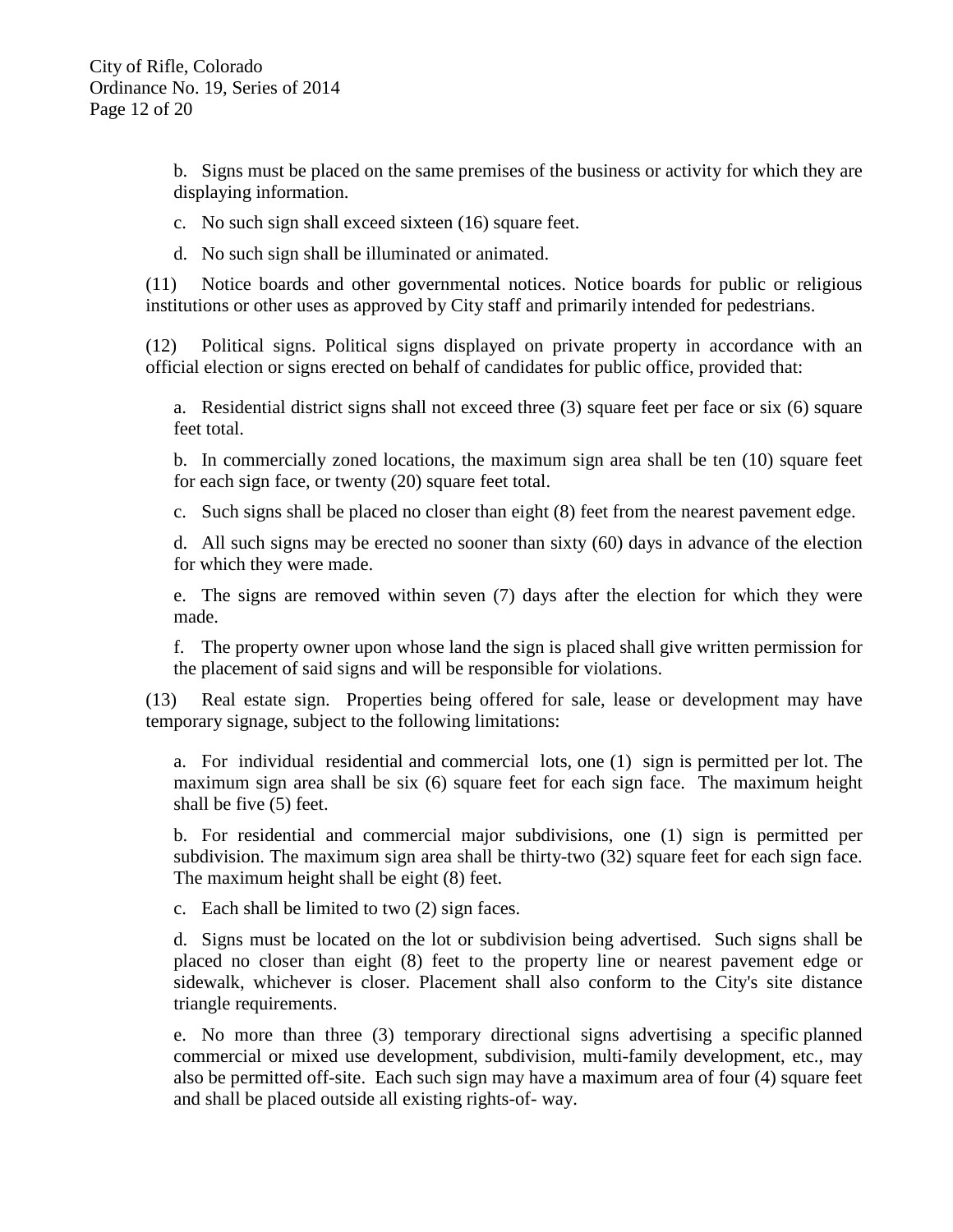b. Signs must be placed on the same premises of the business or activity for which they are displaying information.

c. No such sign shall exceed sixteen (16) square feet.

d. No such sign shall be illuminated or animated.

(11) Notice boards and other governmental notices. Notice boards for public or religious institutions or other uses as approved by City staff and primarily intended for pedestrians.

(12) Political signs. Political signs displayed on private property in accordance with an official election or signs erected on behalf of candidates for public office, provided that:

a. Residential district signs shall not exceed three (3) square feet per face or six (6) square feet total.

b. In commercially zoned locations, the maximum sign area shall be ten (10) square feet for each sign face, or twenty (20) square feet total.

c. Such signs shall be placed no closer than eight (8) feet from the nearest pavement edge.

d. All such signs may be erected no sooner than sixty (60) days in advance of the election for which they were made.

e. The signs are removed within seven (7) days after the election for which they were made.

f. The property owner upon whose land the sign is placed shall give written permission for the placement of said signs and will be responsible for violations.

(13) Real estate sign. Properties being offered for sale, lease or development may have temporary signage, subject to the following limitations:

a. For individual residential and commercial lots, one (1) sign is permitted per lot. The maximum sign area shall be six (6) square feet for each sign face. The maximum height shall be five (5) feet.

b. For residential and commercial major subdivisions, one (1) sign is permitted per subdivision. The maximum sign area shall be thirty-two (32) square feet for each sign face. The maximum height shall be eight (8) feet.

c. Each shall be limited to two (2) sign faces.

d. Signs must be located on the lot or subdivision being advertised. Such signs shall be placed no closer than eight (8) feet to the property line or nearest pavement edge or sidewalk, whichever is closer. Placement shall also conform to the City's site distance triangle requirements.

e. No more than three (3) temporary directional signs advertising a specific planned commercial or mixed use development, subdivision, multi-family development, etc., may also be permitted off-site. Each such sign may have a maximum area of four (4) square feet and shall be placed outside all existing rights-of- way.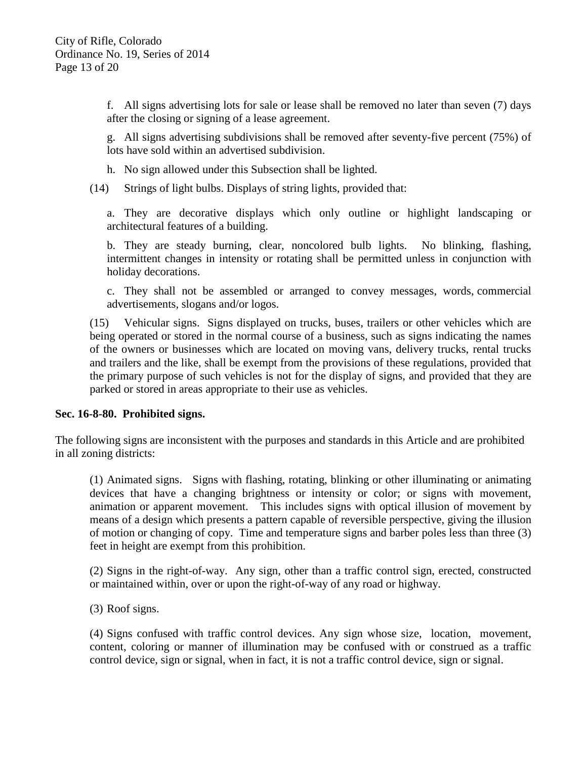f. All signs advertising lots for sale or lease shall be removed no later than seven (7) days after the closing or signing of a lease agreement.

g. All signs advertising subdivisions shall be removed after seventy-five percent (75%) of lots have sold within an advertised subdivision.

h. No sign allowed under this Subsection shall be lighted.

(14) Strings of light bulbs. Displays of string lights, provided that:

a. They are decorative displays which only outline or highlight landscaping or architectural features of a building.

b. They are steady burning, clear, noncolored bulb lights. No blinking, flashing, intermittent changes in intensity or rotating shall be permitted unless in conjunction with holiday decorations.

c. They shall not be assembled or arranged to convey messages, words, commercial advertisements, slogans and/or logos.

(15) Vehicular signs. Signs displayed on trucks, buses, trailers or other vehicles which are being operated or stored in the normal course of a business, such as signs indicating the names of the owners or businesses which are located on moving vans, delivery trucks, rental trucks and trailers and the like, shall be exempt from the provisions of these regulations, provided that the primary purpose of such vehicles is not for the display of signs, and provided that they are parked or stored in areas appropriate to their use as vehicles.

**Sec. 16-8-80. Prohibited signs.**

The following signs are inconsistent with the purposes and standards in this Article and are prohibited in all zoning districts:

(1) Animated signs. Signs with flashing, rotating, blinking or other illuminating or animating devices that have a changing brightness or intensity or color; or signs with movement, animation or apparent movement. This includes signs with optical illusion of movement by means of a design which presents a pattern capable of reversible perspective, giving the illusion of motion or changing of copy. Time and temperature signs and barber poles less than three (3) feet in height are exempt from this prohibition.

(2) Signs in the right-of-way. Any sign, other than a traffic control sign, erected, constructed or maintained within, over or upon the right-of-way of any road or highway.

(3) Roof signs.

(4) Signs confused with traffic control devices. Any sign whose size, location, movement, content, coloring or manner of illumination may be confused with or construed as a traffic control device, sign or signal, when in fact, it is not a traffic control device, sign or signal.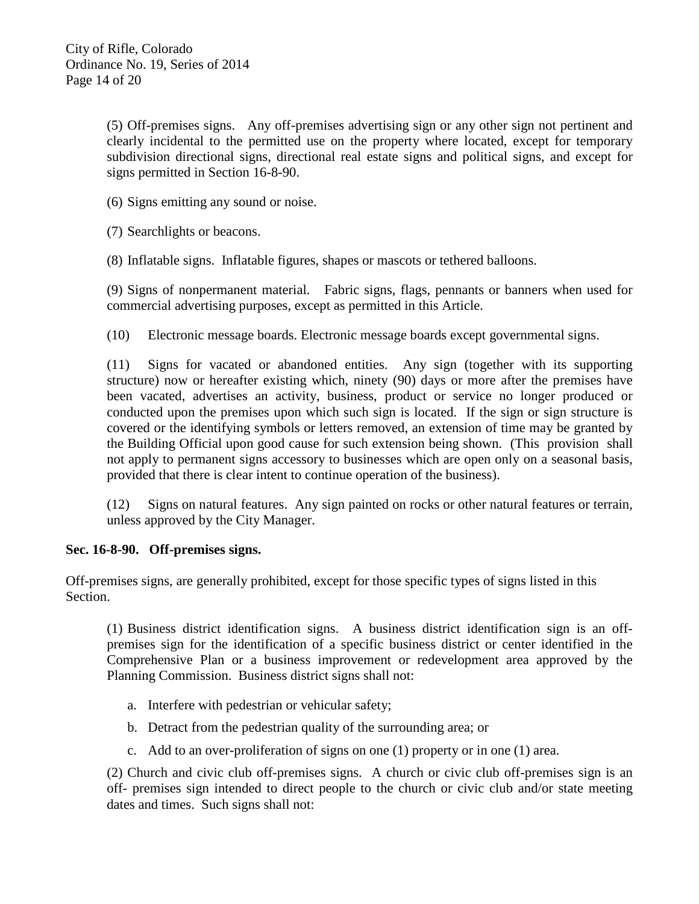(5) Off-premises signs. Any off-premises advertising sign or any other sign not pertinent and clearly incidental to the permitted use on the property where located, except for temporary subdivision directional signs, directional real estate signs and political signs, and except for signs permitted in Section 16-8-90.

(6) Signs emitting any sound or noise.

(7) Searchlights or beacons.

(8) Inflatable signs. Inflatable figures, shapes or mascots or tethered balloons.

(9) Signs of nonpermanent material. Fabric signs, flags, pennants or banners when used for commercial advertising purposes, except as permitted in this Article.

(10) Electronic message boards. Electronic message boards except governmental signs.

(11) Signs for vacated or abandoned entities. Any sign (together with its supporting structure) now or hereafter existing which, ninety (90) days or more after the premises have been vacated, advertises an activity, business, product or service no longer produced or conducted upon the premises upon which such sign is located. If the sign or sign structure is covered or the identifying symbols or letters removed, an extension of time may be granted by the Building Official upon good cause for such extension being shown. (This provision shall not apply to permanent signs accessory to businesses which are open only on a seasonal basis, provided that there is clear intent to continue operation of the business).

(12) Signs on natural features. Any sign painted on rocks or other natural features or terrain, unless approved by the City Manager.

**Sec. 16-8-90. Off-premises signs.**

Off-premises signs, are generally prohibited, except for those specific types of signs listed in this Section.

(1) Business district identification signs. A business district identification sign is an off-premises sign for the identification of a specific business district or center identified in the Comprehensive Plan or a business improvement or redevelopment area approved by the Planning Commission. Business district signs shall not:

a. Interfere with pedestrian or vehicular safety;

b. Detract from the pedestrian quality of the surrounding area; or

c. Add to an over-proliferation of signs on one (1) property or in one (1) area.

(2) Church and civic club off-premises signs. A church or civic club off-premises sign is an off- premises sign intended to direct people to the church or civic club and/or state meeting dates and times. Such signs shall not: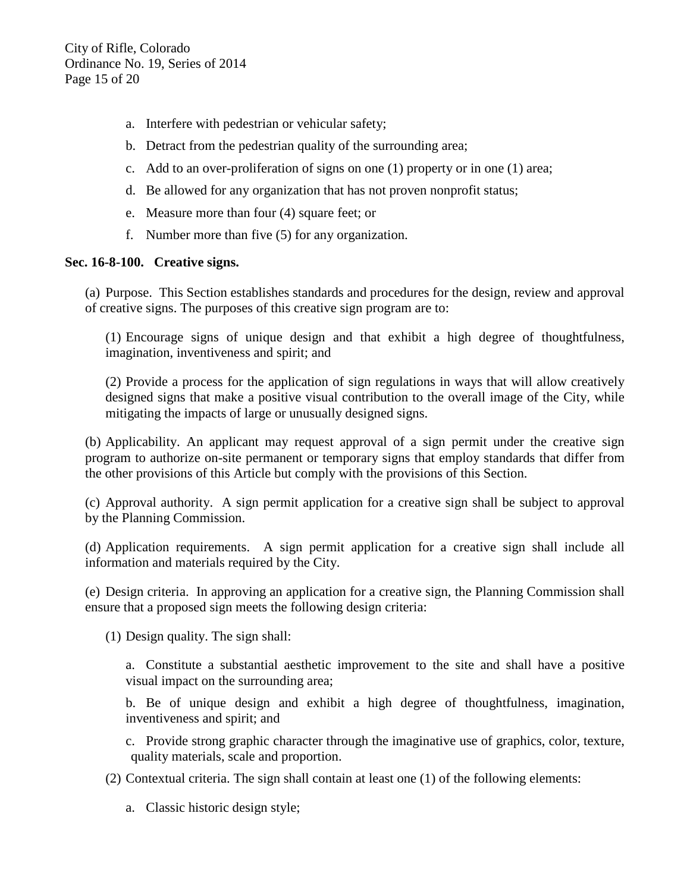a. Interfere with pedestrian or vehicular safety;

b. Detract from the pedestrian quality of the surrounding area;

c. Add to an over-proliferation of signs on one (1) property or in one (1) area;

d. Be allowed for any organization that has not proven nonprofit status;

e. Measure more than four (4) square feet; or

f. Number more than five (5) for any organization.

**Sec. 16-8-100. Creative signs.**

(a) Purpose. This Section establishes standards and procedures for the design, review and approval of creative signs. The purposes of this creative sign program are to:

(1) Encourage signs of unique design and that exhibit a high degree of thoughtfulness, imagination, inventiveness and spirit; and

(2) Provide a process for the application of sign regulations in ways that will allow creatively designed signs that make a positive visual contribution to the overall image of the City, while mitigating the impacts of large or unusually designed signs.

(b) Applicability. An applicant may request approval of a sign permit under the creative sign program to authorize on-site permanent or temporary signs that employ standards that differ from the other provisions of this Article but comply with the provisions of this Section.

(c) Approval authority. A sign permit application for a creative sign shall be subject to approval by the Planning Commission.

(d) Application requirements. A sign permit application for a creative sign shall include all information and materials required by the City.

(e) Design criteria. In approving an application for a creative sign, the Planning Commission shall ensure that a proposed sign meets the following design criteria:

(1) Design quality. The sign shall:

a. Constitute a substantial aesthetic improvement to the site and shall have a positive visual impact on the surrounding area;

b. Be of unique design and exhibit a high degree of thoughtfulness, imagination, inventiveness and spirit; and

c. Provide strong graphic character through the imaginative use of graphics, color, texture, quality materials, scale and proportion.

(2) Contextual criteria. The sign shall contain at least one (1) of the following elements:

a. Classic historic design style;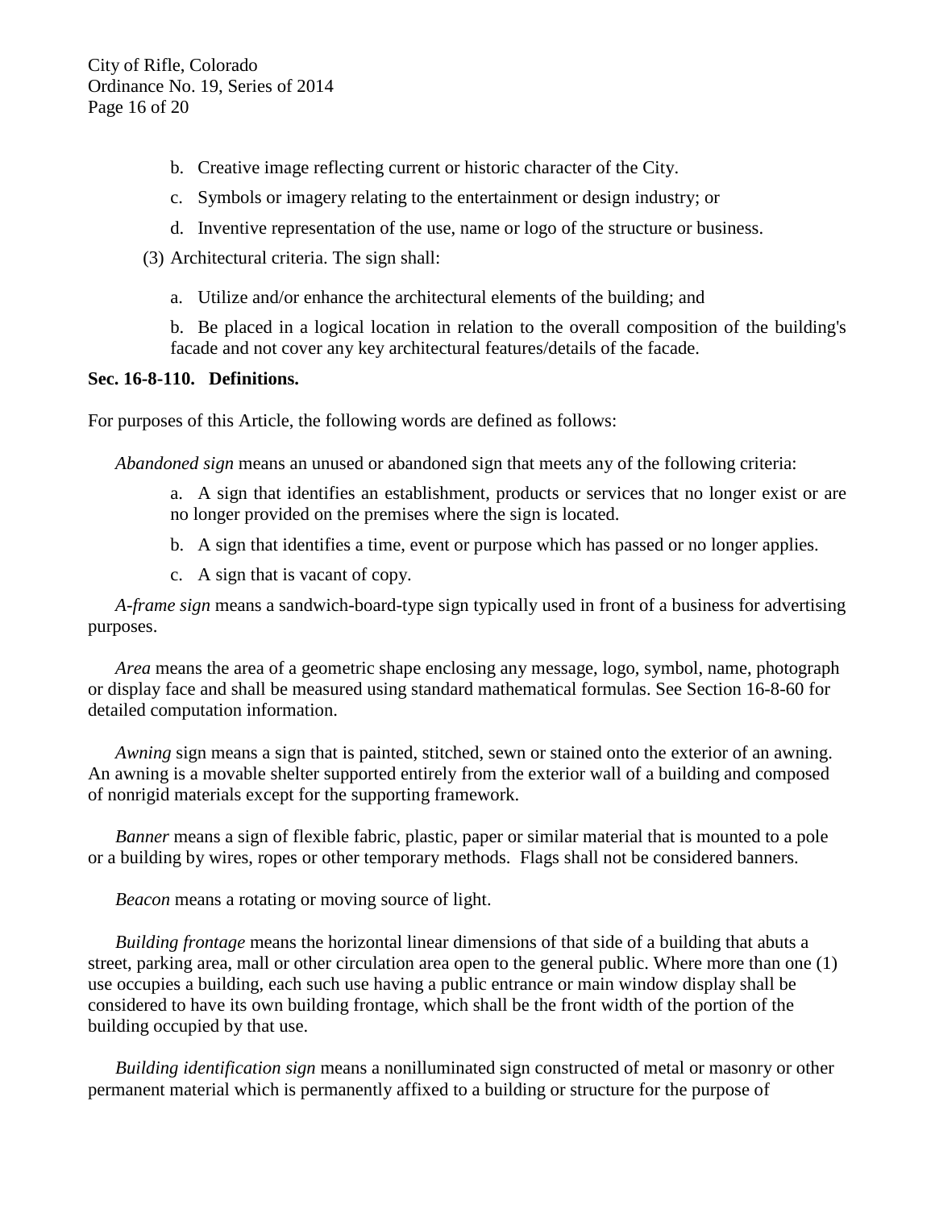b. Creative image reflecting current or historic character of the City.

c. Symbols or imagery relating to the entertainment or design industry; or

d. Inventive representation of the use, name or logo of the structure or business.

(3) Architectural criteria. The sign shall:

a. Utilize and/or enhance the architectural elements of the building; and

b. Be placed in a logical location in relation to the overall composition of the building's facade and not cover any key architectural features/details of the facade.

**Sec. 16-8-110. Definitions.**

For purposes of this Article, the following words are defined as follows:

*Abandoned sign* means an unused or abandoned sign that meets any of the following criteria:

a. A sign that identifies an establishment, products or services that no longer exist or are no longer provided on the premises where the sign is located.

b. A sign that identifies a time, event or purpose which has passed or no longer applies.

c. A sign that is vacant of copy.

*A-frame sign* means a sandwich-board-type sign typically used in front of a business for advertising purposes.

*Area* means the area of a geometric shape enclosing any message, logo, symbol, name, photograph or display face and shall be measured using standard mathematical formulas. See Section 16-8-60 for detailed computation information.

*Awning* sign means a sign that is painted, stitched, sewn or stained onto the exterior of an awning. An awning is a movable shelter supported entirely from the exterior wall of a building and composed of nonrigid materials except for the supporting framework.

*Banner* means a sign of flexible fabric, plastic, paper or similar material that is mounted to a pole or a building by wires, ropes or other temporary methods. Flags shall not be considered banners.

*Beacon* means a rotating or moving source of light.

*Building frontage* means the horizontal linear dimensions of that side of a building that abuts a street, parking area, mall or other circulation area open to the general public. Where more than one (1) use occupies a building, each such use having a public entrance or main window display shall be considered to have its own building frontage, which shall be the front width of the portion of the building occupied by that use.

*Building identification sign* means a nonilluminated sign constructed of metal or masonry or other permanent material which is permanently affixed to a building or structure for the purpose of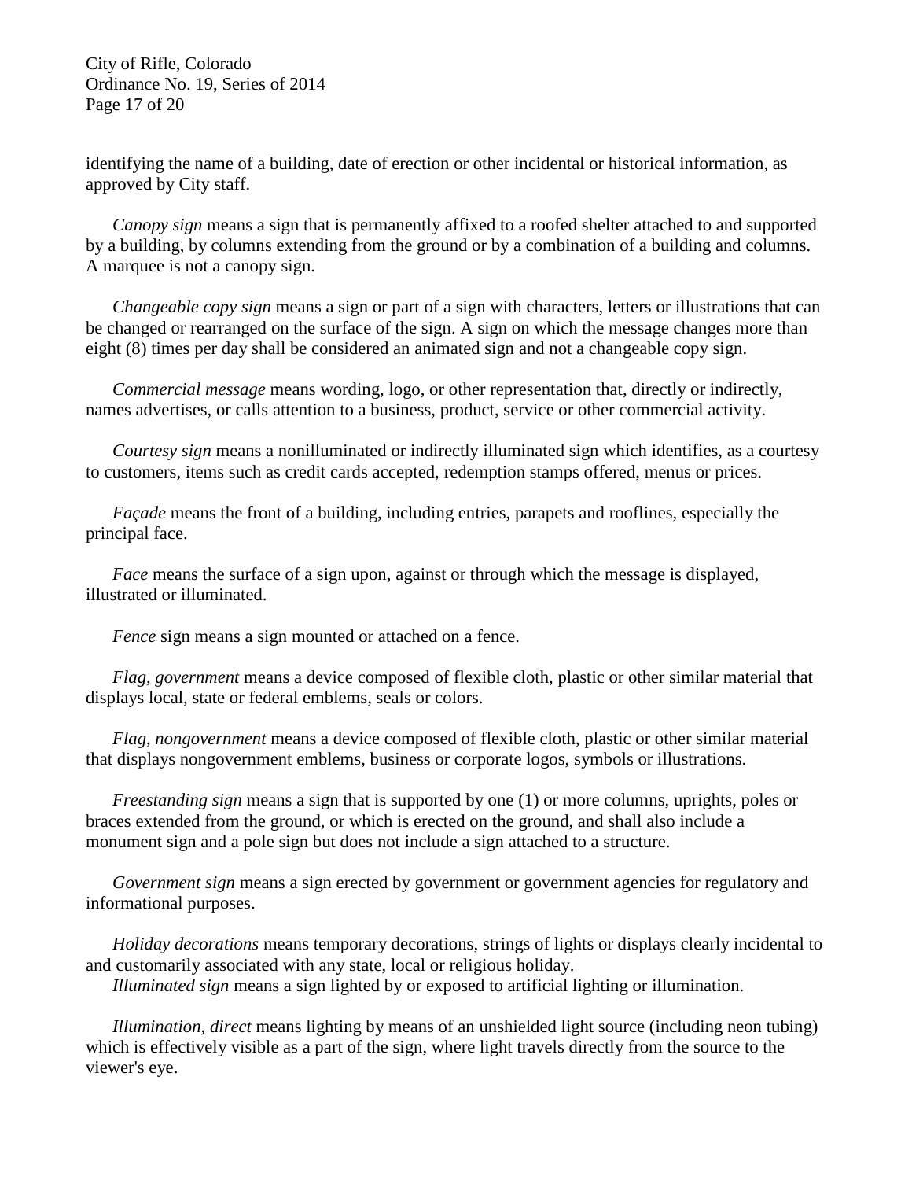identifying the name of a building, date of erection or other incidental or historical information, as approved by City staff.

*Canopy sign* means a sign that is permanently affixed to a roofed shelter attached to and supported by a building, by columns extending from the ground or by a combination of a building and columns. A marquee is not a canopy sign.

*Changeable copy sign* means a sign or part of a sign with characters, letters or illustrations that can be changed or rearranged on the surface of the sign. A sign on which the message changes more than eight (8) times per day shall be considered an animated sign and not a changeable copy sign.

*Commercial message* means wording, logo, or other representation that, directly or indirectly, names advertises, or calls attention to a business, product, service or other commercial activity.

*Courtesy sign* means a nonilluminated or indirectly illuminated sign which identifies, as a courtesy to customers, items such as credit cards accepted, redemption stamps offered, menus or prices.

*Façade* means the front of a building, including entries, parapets and rooflines, especially the principal face.

*Face* means the surface of a sign upon, against or through which the message is displayed, illustrated or illuminated.

*Fence* sign means a sign mounted or attached on a fence.

*Flag, government* means a device composed of flexible cloth, plastic or other similar material that displays local, state or federal emblems, seals or colors.

*Flag, nongovernment* means a device composed of flexible cloth, plastic or other similar material that displays nongovernment emblems, business or corporate logos, symbols or illustrations.

*Freestanding sign* means a sign that is supported by one (1) or more columns, uprights, poles or braces extended from the ground, or which is erected on the ground, and shall also include a monument sign and a pole sign but does not include a sign attached to a structure.

*Government sign* means a sign erected by government or government agencies for regulatory and informational purposes.

*Holiday decorations* means temporary decorations, strings of lights or displays clearly incidental to and customarily associated with any state, local or religious holiday.

*Illuminated sign* means a sign lighted by or exposed to artificial lighting or illumination.

*Illumination, direct* means lighting by means of an unshielded light source (including neon tubing) which is effectively visible as a part of the sign, where light travels directly from the source to the viewer's eye.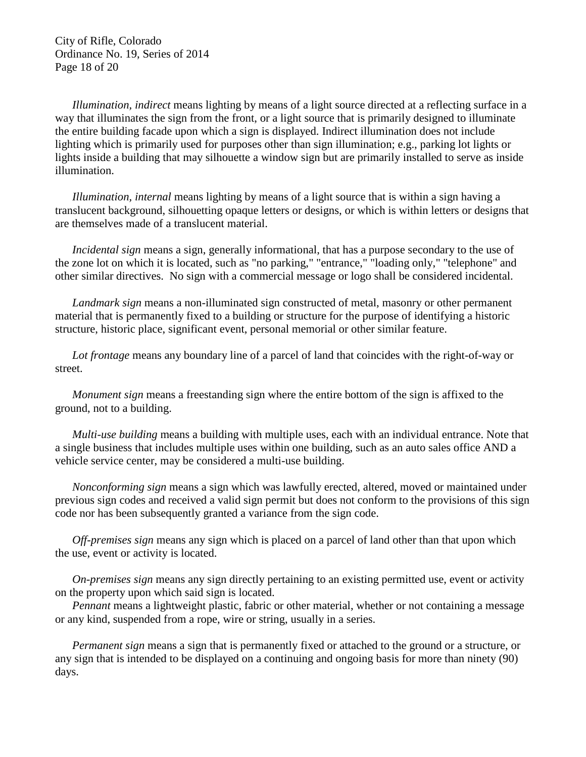*Illumination, indirect* means lighting by means of a light source directed at a reflecting surface in a way that illuminates the sign from the front, or a light source that is primarily designed to illuminate the entire building facade upon which a sign is displayed. Indirect illumination does not include lighting which is primarily used for purposes other than sign illumination; e.g., parking lot lights or lights inside a building that may silhouette a window sign but are primarily installed to serve as inside illumination.

*Illumination, internal* means lighting by means of a light source that is within a sign having a translucent background, silhouetting opaque letters or designs, or which is within letters or designs that are themselves made of a translucent material.

*Incidental sign* means a sign, generally informational, that has a purpose secondary to the use of the zone lot on which it is located, such as "no parking," "entrance," "loading only," "telephone" and other similar directives. No sign with a commercial message or logo shall be considered incidental.

*Landmark sign* means a non-illuminated sign constructed of metal, masonry or other permanent material that is permanently fixed to a building or structure for the purpose of identifying a historic structure, historic place, significant event, personal memorial or other similar feature.

*Lot frontage* means any boundary line of a parcel of land that coincides with the right-of-way or street.

*Monument sign* means a freestanding sign where the entire bottom of the sign is affixed to the ground, not to a building.

*Multi-use building* means a building with multiple uses, each with an individual entrance. Note that a single business that includes multiple uses within one building, such as an auto sales office AND a vehicle service center, may be considered a multi-use building.

*Nonconforming sign* means a sign which was lawfully erected, altered, moved or maintained under previous sign codes and received a valid sign permit but does not conform to the provisions of this sign code nor has been subsequently granted a variance from the sign code.

*Off-premises sign* means any sign which is placed on a parcel of land other than that upon which the use, event or activity is located.

*On-premises sign* means any sign directly pertaining to an existing permitted use, event or activity on the property upon which said sign is located.

*Pennant* means a lightweight plastic, fabric or other material, whether or not containing a message or any kind, suspended from a rope, wire or string, usually in a series.

*Permanent sign* means a sign that is permanently fixed or attached to the ground or a structure, or any sign that is intended to be displayed on a continuing and ongoing basis for more than ninety (90) days.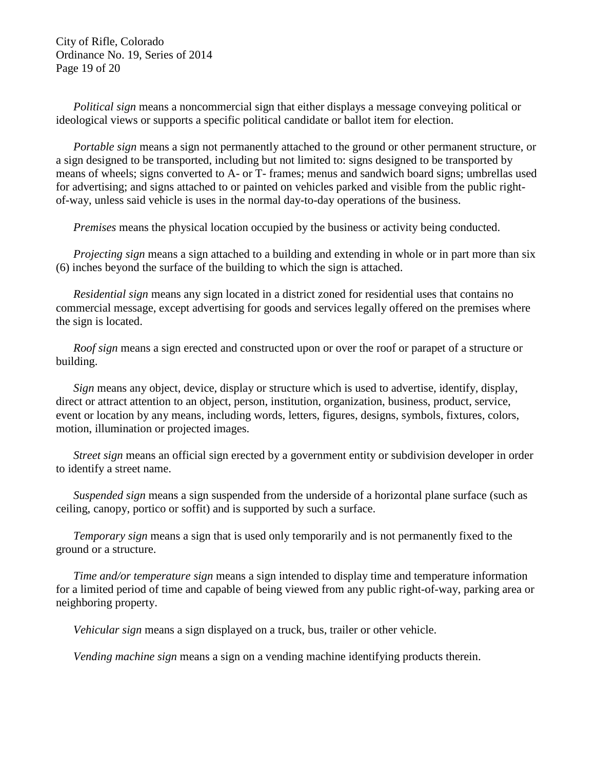*Political sign* means a noncommercial sign that either displays a message conveying political or ideological views or supports a specific political candidate or ballot item for election.

*Portable sign* means a sign not permanently attached to the ground or other permanent structure, or a sign designed to be transported, including but not limited to: signs designed to be transported by means of wheels; signs converted to A- or T- frames; menus and sandwich board signs; umbrellas used for advertising; and signs attached to or painted on vehicles parked and visible from the public right-of-way, unless said vehicle is uses in the normal day-to-day operations of the business.

*Premises* means the physical location occupied by the business or activity being conducted.

*Projecting sign* means a sign attached to a building and extending in whole or in part more than six (6) inches beyond the surface of the building to which the sign is attached.

*Residential sign* means any sign located in a district zoned for residential uses that contains no commercial message, except advertising for goods and services legally offered on the premises where the sign is located.

*Roof sign* means a sign erected and constructed upon or over the roof or parapet of a structure or building.

*Sign* means any object, device, display or structure which is used to advertise, identify, display, direct or attract attention to an object, person, institution, organization, business, product, service, event or location by any means, including words, letters, figures, designs, symbols, fixtures, colors, motion, illumination or projected images.

*Street sign* means an official sign erected by a government entity or subdivision developer in order to identify a street name.

*Suspended sign* means a sign suspended from the underside of a horizontal plane surface (such as ceiling, canopy, portico or soffit) and is supported by such a surface.

*Temporary sign* means a sign that is used only temporarily and is not permanently fixed to the ground or a structure.

*Time and/or temperature sign* means a sign intended to display time and temperature information for a limited period of time and capable of being viewed from any public right-of-way, parking area or neighboring property.

*Vehicular sign* means a sign displayed on a truck, bus, trailer or other vehicle.

*Vending machine sign* means a sign on a vending machine identifying products therein.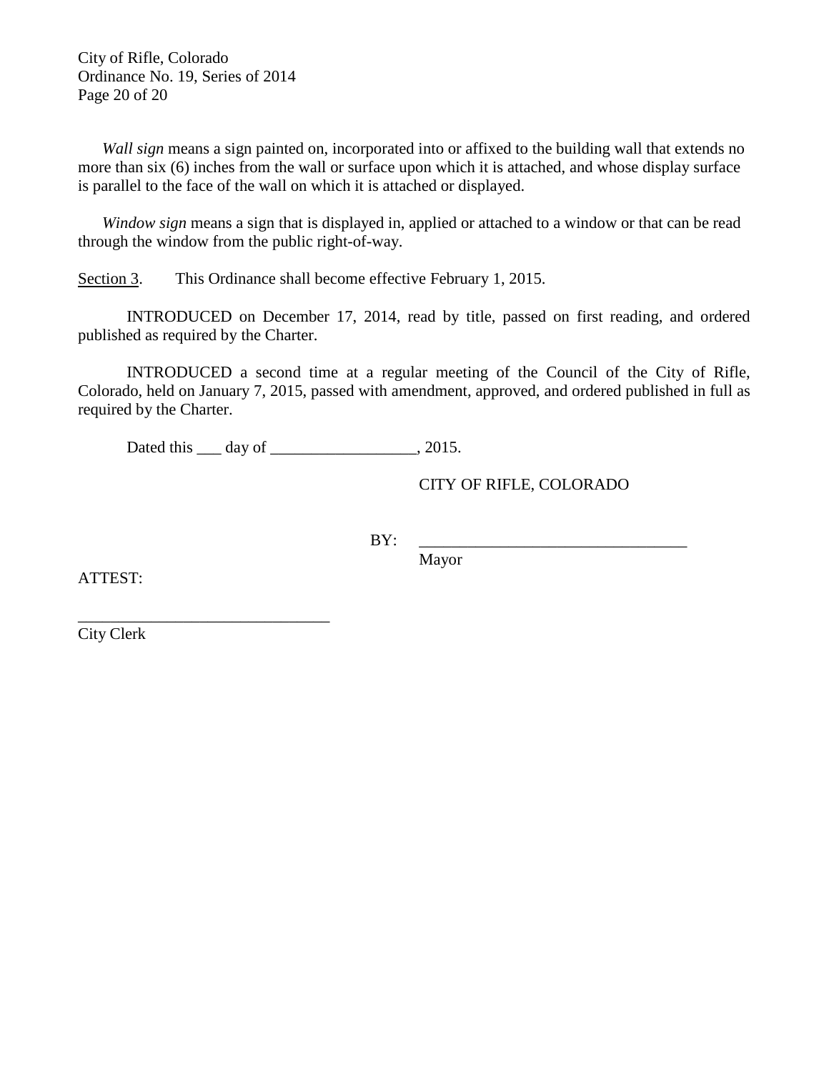*Wall sign* means a sign painted on, incorporated into or affixed to the building wall that extends no more than six (6) inches from the wall or surface upon which it is attached, and whose display surface is parallel to the face of the wall on which it is attached or displayed.

*Window sign* means a sign that is displayed in, applied or attached to a window or that can be read through the window from the public right-of-way.

<u>Section 3</u>. This Ordinance shall become effective February 1, 2015.

INTRODUCED on December 17, 2014, read by title, passed on first reading, and ordered published as required by the Charter.

INTRODUCED a second time at a regular meeting of the Council of the City of Rifle, Colorado, held on January 7, 2015, passed with amendment, approved, and ordered published in full as required by the Charter.

Dated this ___ day of __________________, 2015.

CITY OF RIFLE, COLORADO

BY: _________________________________
Mayor

ATTEST:

_______________________________
City Clerk